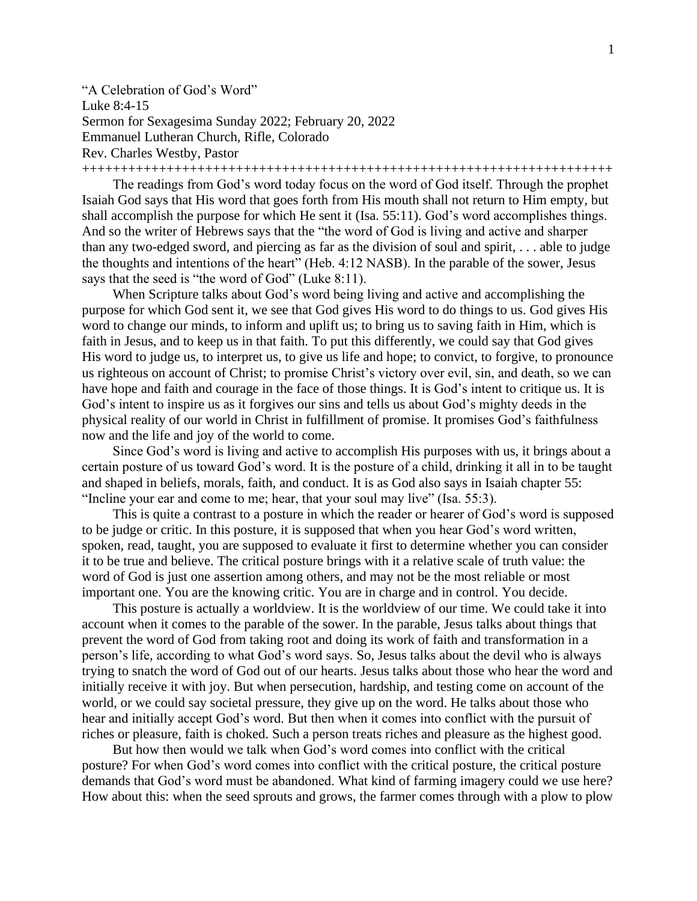"A Celebration of God's Word"
Luke 8:4-15
Sermon for Sexagesima Sunday 2022; February 20, 2022
Emmanuel Lutheran Church, Rifle, Colorado
Rev. Charles Westby, Pastor

++++++++++++++++++++++++++++++++++++++++++++++++++++++++++++++++++++++++

The readings from God's word today focus on the word of God itself. Through the prophet Isaiah God says that His word that goes forth from His mouth shall not return to Him empty, but shall accomplish the purpose for which He sent it (Isa. 55:11). God's word accomplishes things. And so the writer of Hebrews says that the "the word of God is living and active and sharper than any two-edged sword, and piercing as far as the division of soul and spirit, . . . able to judge the thoughts and intentions of the heart" (Heb. 4:12 NASB). In the parable of the sower, Jesus says that the seed is "the word of God" (Luke 8:11).

When Scripture talks about God's word being living and active and accomplishing the purpose for which God sent it, we see that God gives His word to do things to us. God gives His word to change our minds, to inform and uplift us; to bring us to saving faith in Him, which is faith in Jesus, and to keep us in that faith. To put this differently, we could say that God gives His word to judge us, to interpret us, to give us life and hope; to convict, to forgive, to pronounce us righteous on account of Christ; to promise Christ's victory over evil, sin, and death, so we can have hope and faith and courage in the face of those things. It is God's intent to critique us. It is God's intent to inspire us as it forgives our sins and tells us about God's mighty deeds in the physical reality of our world in Christ in fulfillment of promise. It promises God's faithfulness now and the life and joy of the world to come.

Since God's word is living and active to accomplish His purposes with us, it brings about a certain posture of us toward God's word. It is the posture of a child, drinking it all in to be taught and shaped in beliefs, morals, faith, and conduct. It is as God also says in Isaiah chapter 55: "Incline your ear and come to me; hear, that your soul may live" (Isa. 55:3).

This is quite a contrast to a posture in which the reader or hearer of God's word is supposed to be judge or critic. In this posture, it is supposed that when you hear God's word written, spoken, read, taught, you are supposed to evaluate it first to determine whether you can consider it to be true and believe. The critical posture brings with it a relative scale of truth value: the word of God is just one assertion among others, and may not be the most reliable or most important one. You are the knowing critic. You are in charge and in control. You decide.

This posture is actually a worldview. It is the worldview of our time. We could take it into account when it comes to the parable of the sower. In the parable, Jesus talks about things that prevent the word of God from taking root and doing its work of faith and transformation in a person's life, according to what God's word says. So, Jesus talks about the devil who is always trying to snatch the word of God out of our hearts. Jesus talks about those who hear the word and initially receive it with joy. But when persecution, hardship, and testing come on account of the world, or we could say societal pressure, they give up on the word. He talks about those who hear and initially accept God's word. But then when it comes into conflict with the pursuit of riches or pleasure, faith is choked. Such a person treats riches and pleasure as the highest good.

But how then would we talk when God's word comes into conflict with the critical posture? For when God's word comes into conflict with the critical posture, the critical posture demands that God's word must be abandoned. What kind of farming imagery could we use here? How about this: when the seed sprouts and grows, the farmer comes through with a plow to plow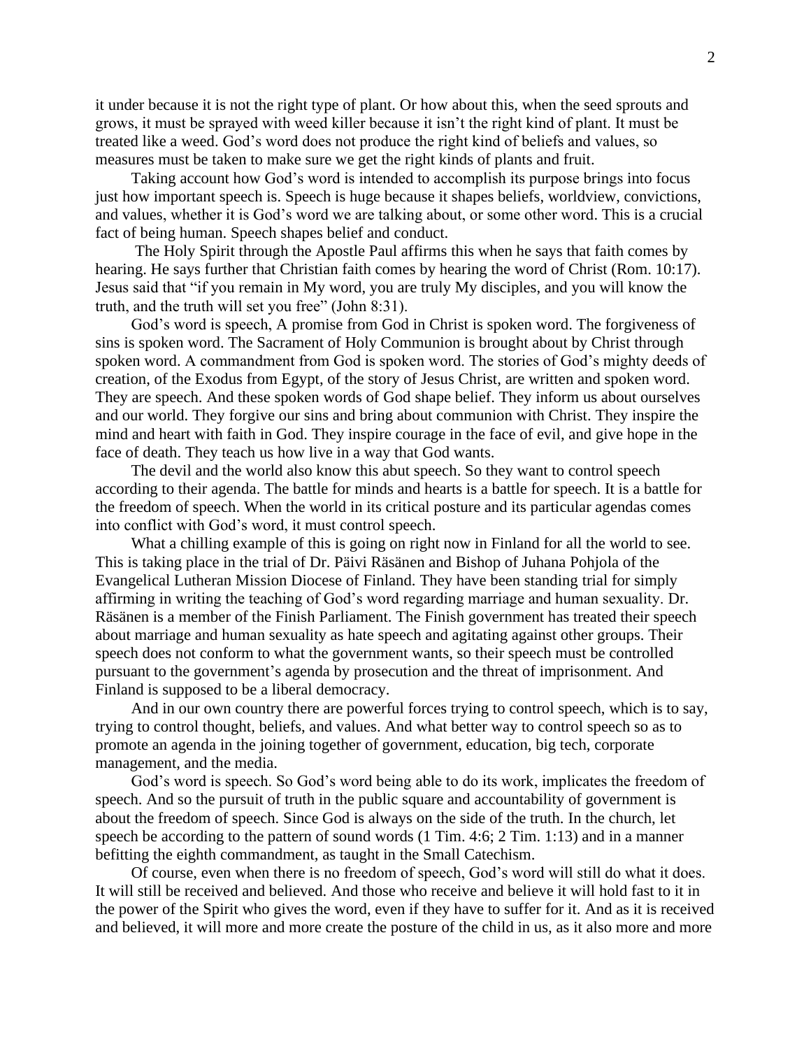it under because it is not the right type of plant. Or how about this, when the seed sprouts and grows, it must be sprayed with weed killer because it isn't the right kind of plant. It must be treated like a weed. God's word does not produce the right kind of beliefs and values, so measures must be taken to make sure we get the right kinds of plants and fruit.

Taking account how God's word is intended to accomplish its purpose brings into focus just how important speech is. Speech is huge because it shapes beliefs, worldview, convictions, and values, whether it is God's word we are talking about, or some other word. This is a crucial fact of being human. Speech shapes belief and conduct.

The Holy Spirit through the Apostle Paul affirms this when he says that faith comes by hearing. He says further that Christian faith comes by hearing the word of Christ (Rom. 10:17). Jesus said that "if you remain in My word, you are truly My disciples, and you will know the truth, and the truth will set you free" (John 8:31).

God's word is speech, A promise from God in Christ is spoken word. The forgiveness of sins is spoken word. The Sacrament of Holy Communion is brought about by Christ through spoken word. A commandment from God is spoken word. The stories of God's mighty deeds of creation, of the Exodus from Egypt, of the story of Jesus Christ, are written and spoken word. They are speech. And these spoken words of God shape belief. They inform us about ourselves and our world. They forgive our sins and bring about communion with Christ. They inspire the mind and heart with faith in God. They inspire courage in the face of evil, and give hope in the face of death. They teach us how live in a way that God wants.

The devil and the world also know this abut speech. So they want to control speech according to their agenda. The battle for minds and hearts is a battle for speech. It is a battle for the freedom of speech. When the world in its critical posture and its particular agendas comes into conflict with God's word, it must control speech.

What a chilling example of this is going on right now in Finland for all the world to see. This is taking place in the trial of Dr. Päivi Räsänen and Bishop of Juhana Pohjola of the Evangelical Lutheran Mission Diocese of Finland. They have been standing trial for simply affirming in writing the teaching of God's word regarding marriage and human sexuality. Dr. Räsänen is a member of the Finish Parliament. The Finish government has treated their speech about marriage and human sexuality as hate speech and agitating against other groups. Their speech does not conform to what the government wants, so their speech must be controlled pursuant to the government's agenda by prosecution and the threat of imprisonment. And Finland is supposed to be a liberal democracy.

And in our own country there are powerful forces trying to control speech, which is to say, trying to control thought, beliefs, and values. And what better way to control speech so as to promote an agenda in the joining together of government, education, big tech, corporate management, and the media.

God's word is speech. So God's word being able to do its work, implicates the freedom of speech. And so the pursuit of truth in the public square and accountability of government is about the freedom of speech. Since God is always on the side of the truth. In the church, let speech be according to the pattern of sound words (1 Tim. 4:6; 2 Tim. 1:13) and in a manner befitting the eighth commandment, as taught in the Small Catechism.

Of course, even when there is no freedom of speech, God's word will still do what it does. It will still be received and believed. And those who receive and believe it will hold fast to it in the power of the Spirit who gives the word, even if they have to suffer for it. And as it is received and believed, it will more and more create the posture of the child in us, as it also more and more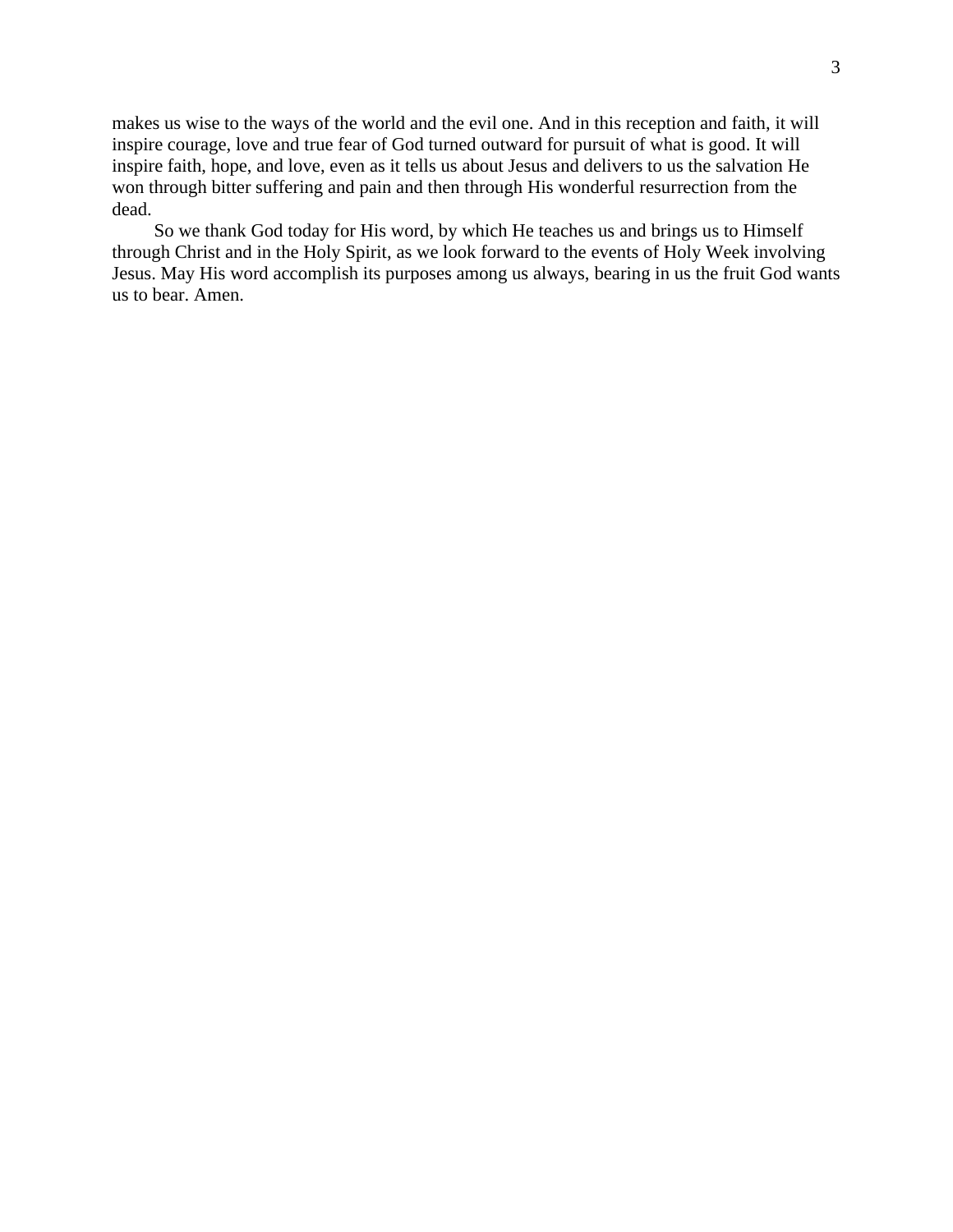makes us wise to the ways of the world and the evil one. And in this reception and faith, it will inspire courage, love and true fear of God turned outward for pursuit of what is good. It will inspire faith, hope, and love, even as it tells us about Jesus and delivers to us the salvation He won through bitter suffering and pain and then through His wonderful resurrection from the dead.

So we thank God today for His word, by which He teaches us and brings us to Himself through Christ and in the Holy Spirit, as we look forward to the events of Holy Week involving Jesus. May His word accomplish its purposes among us always, bearing in us the fruit God wants us to bear. Amen.